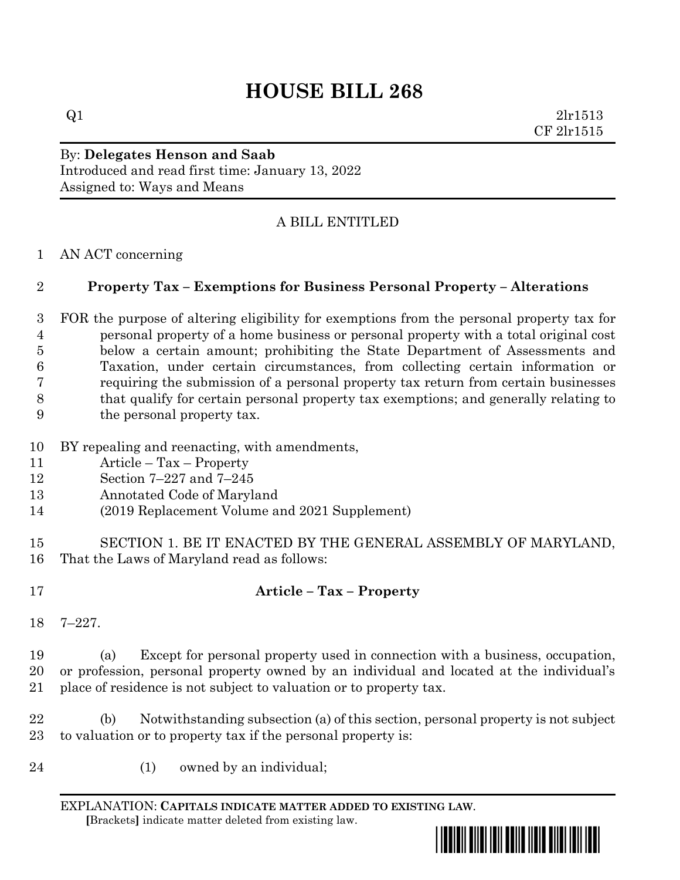# HOUSE BILL 268

Q1 2lr1513
CF 2lr1515

By: **Delegates Henson and Saab**
Introduced and read first time: January 13, 2022
Assigned to: Ways and Means

A BILL ENTITLED

AN ACT concerning

## Property Tax – Exemptions for Business Personal Property – Alterations

FOR the purpose of altering eligibility for exemptions from the personal property tax for personal property of a home business or personal property with a total original cost below a certain amount; prohibiting the State Department of Assessments and Taxation, under certain circumstances, from collecting certain information or requiring the submission of a personal property tax return from certain businesses that qualify for certain personal property tax exemptions; and generally relating to the personal property tax.

BY repealing and reenacting, with amendments,
Article – Tax – Property
Section 7–227 and 7–245
Annotated Code of Maryland
(2019 Replacement Volume and 2021 Supplement)

SECTION 1. BE IT ENACTED BY THE GENERAL ASSEMBLY OF MARYLAND, That the Laws of Maryland read as follows:

**Article – Tax – Property**

7–227.

(a) Except for personal property used in connection with a business, occupation, or profession, personal property owned by an individual and located at the individual's place of residence is not subject to valuation or to property tax.

(b) Notwithstanding subsection (a) of this section, personal property is not subject to valuation or to property tax if the personal property is:

(1) owned by an individual;

EXPLANATION: **CAPITALS INDICATE MATTER ADDED TO EXISTING LAW**.
[Brackets] indicate matter deleted from existing law.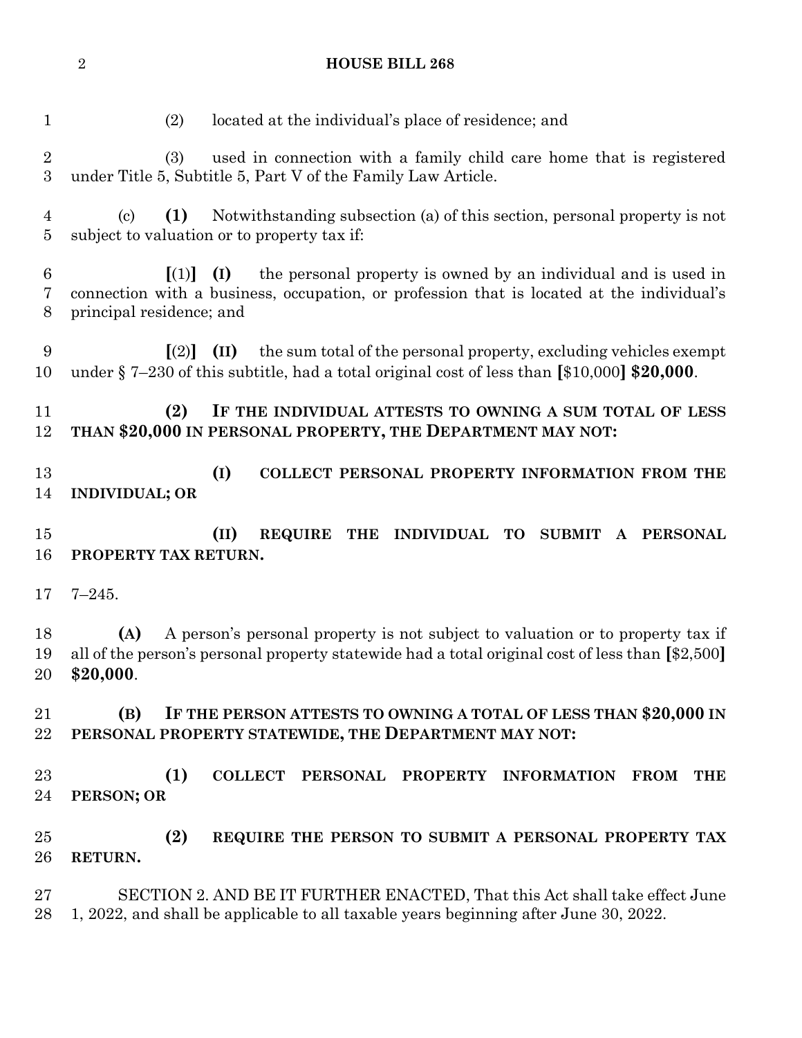(2) located at the individual's place of residence; and

(3) used in connection with a family child care home that is registered under Title 5, Subtitle 5, Part V of the Family Law Article.

(c) **(1)** Notwithstanding subsection (a) of this section, personal property is not subject to valuation or to property tax if:

**[**(1)**]** **(I)** the personal property is owned by an individual and is used in connection with a business, occupation, or profession that is located at the individual's principal residence; and

**[**(2)**]** **(II)** the sum total of the personal property, excluding vehicles exempt under § 7–230 of this subtitle, had a total original cost of less than **[**$10,000**]** **$20,000**.

**(2) IF THE INDIVIDUAL ATTESTS TO OWNING A SUM TOTAL OF LESS THAN $20,000 IN PERSONAL PROPERTY, THE DEPARTMENT MAY NOT:**

**(I) COLLECT PERSONAL PROPERTY INFORMATION FROM THE INDIVIDUAL; OR**

**(II) REQUIRE THE INDIVIDUAL TO SUBMIT A PERSONAL PROPERTY TAX RETURN.**

7–245.

**(A)** A person's personal property is not subject to valuation or to property tax if all of the person's personal property statewide had a total original cost of less than **[**$2,500**]** **$20,000**.

**(B) IF THE PERSON ATTESTS TO OWNING A TOTAL OF LESS THAN $20,000 IN PERSONAL PROPERTY STATEWIDE, THE DEPARTMENT MAY NOT:**

**(1) COLLECT PERSONAL PROPERTY INFORMATION FROM THE PERSON; OR**

**(2) REQUIRE THE PERSON TO SUBMIT A PERSONAL PROPERTY TAX RETURN.**

SECTION 2. AND BE IT FURTHER ENACTED, That this Act shall take effect June 1, 2022, and shall be applicable to all taxable years beginning after June 30, 2022.